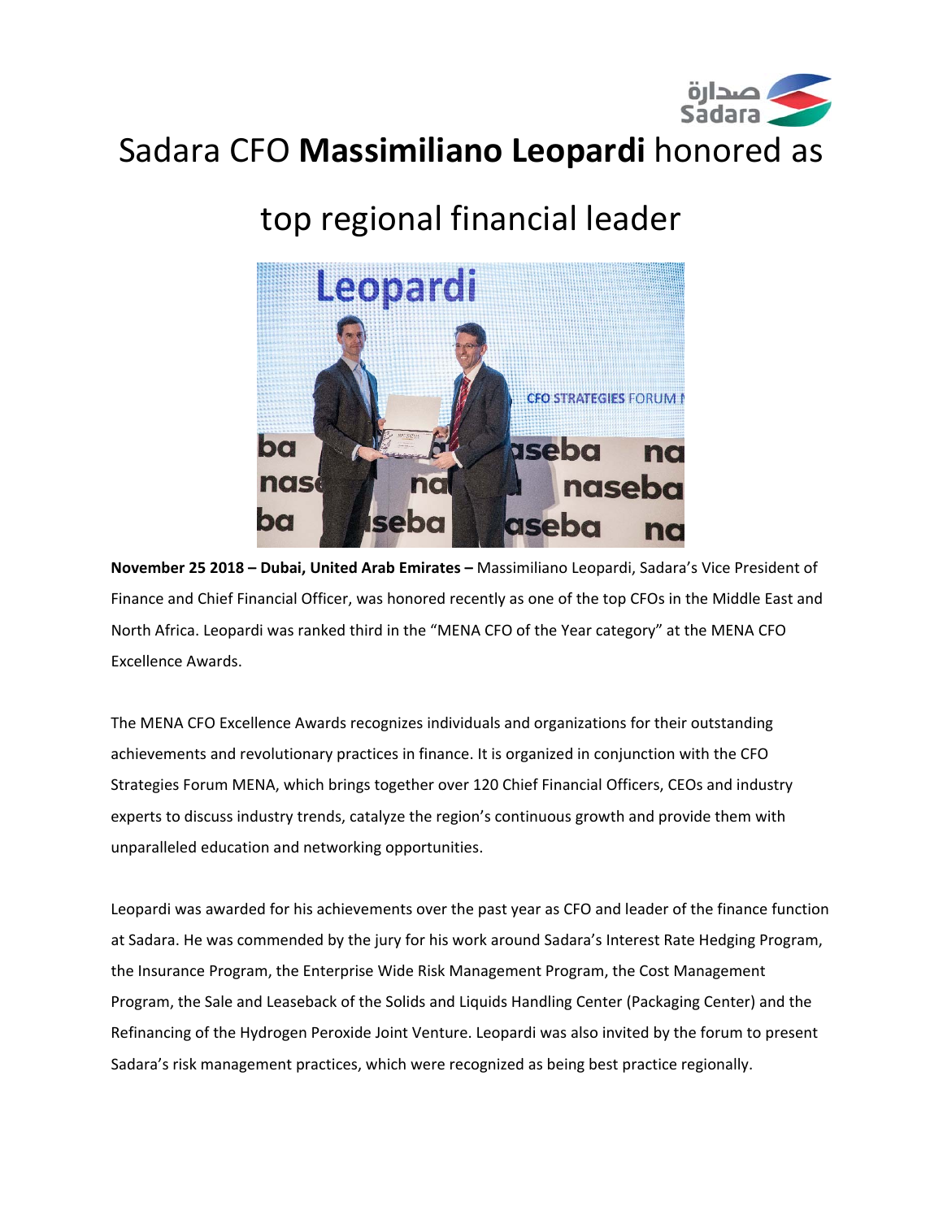# Sadara CFO **Massimiliano Leopardi** honored as top regional financial leader

**November 25 2018 – Dubai, United Arab Emirates –** Massimiliano Leopardi, Sadara's Vice President of Finance and Chief Financial Officer, was honored recently as one of the top CFOs in the Middle East and North Africa. Leopardi was ranked third in the "MENA CFO of the Year category" at the MENA CFO Excellence Awards.

The MENA CFO Excellence Awards recognizes individuals and organizations for their outstanding achievements and revolutionary practices in finance. It is organized in conjunction with the CFO Strategies Forum MENA, which brings together over 120 Chief Financial Officers, CEOs and industry experts to discuss industry trends, catalyze the region's continuous growth and provide them with unparalleled education and networking opportunities.

Leopardi was awarded for his achievements over the past year as CFO and leader of the finance function at Sadara. He was commended by the jury for his work around Sadara's Interest Rate Hedging Program, the Insurance Program, the Enterprise Wide Risk Management Program, the Cost Management Program, the Sale and Leaseback of the Solids and Liquids Handling Center (Packaging Center) and the Refinancing of the Hydrogen Peroxide Joint Venture. Leopardi was also invited by the forum to present Sadara's risk management practices, which were recognized as being best practice regionally.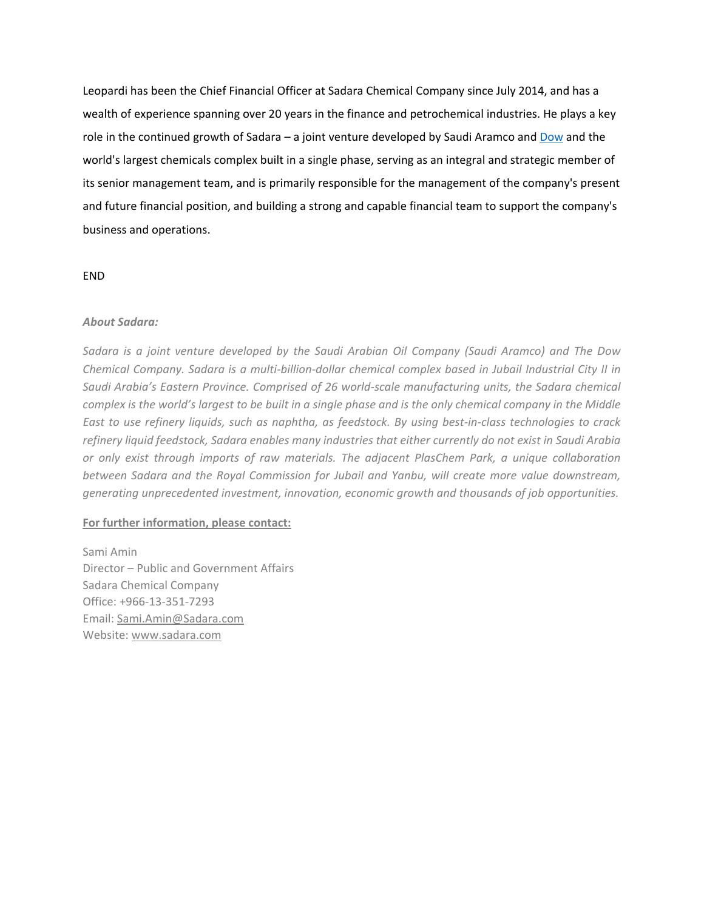Leopardi has been the Chief Financial Officer at Sadara Chemical Company since July 2014, and has a wealth of experience spanning over 20 years in the finance and petrochemical industries. He plays a key role in the continued growth of Sadara – a joint venture developed by Saudi Aramco and [Dow](Dow) and the world's largest chemicals complex built in a single phase, serving as an integral and strategic member of its senior management team, and is primarily responsible for the management of the company's present and future financial position, and building a strong and capable financial team to support the company's business and operations.

END

***About Sadara:***

*Sadara is a joint venture developed by the Saudi Arabian Oil Company (Saudi Aramco) and The Dow Chemical Company. Sadara is a multi-billion-dollar chemical complex based in Jubail Industrial City II in Saudi Arabia's Eastern Province. Comprised of 26 world-scale manufacturing units, the Sadara chemical complex is the world's largest to be built in a single phase and is the only chemical company in the Middle East to use refinery liquids, such as naphtha, as feedstock. By using best-in-class technologies to crack refinery liquid feedstock, Sadara enables many industries that either currently do not exist in Saudi Arabia or only exist through imports of raw materials. The adjacent PlasChem Park, a unique collaboration between Sadara and the Royal Commission for Jubail and Yanbu, will create more value downstream, generating unprecedented investment, innovation, economic growth and thousands of job opportunities.*

**For further information, please contact:**

Sami Amin
Director – Public and Government Affairs
Sadara Chemical Company
Office: +966-13-351-7293
Email: Sami.Amin@Sadara.com
Website: www.sadara.com